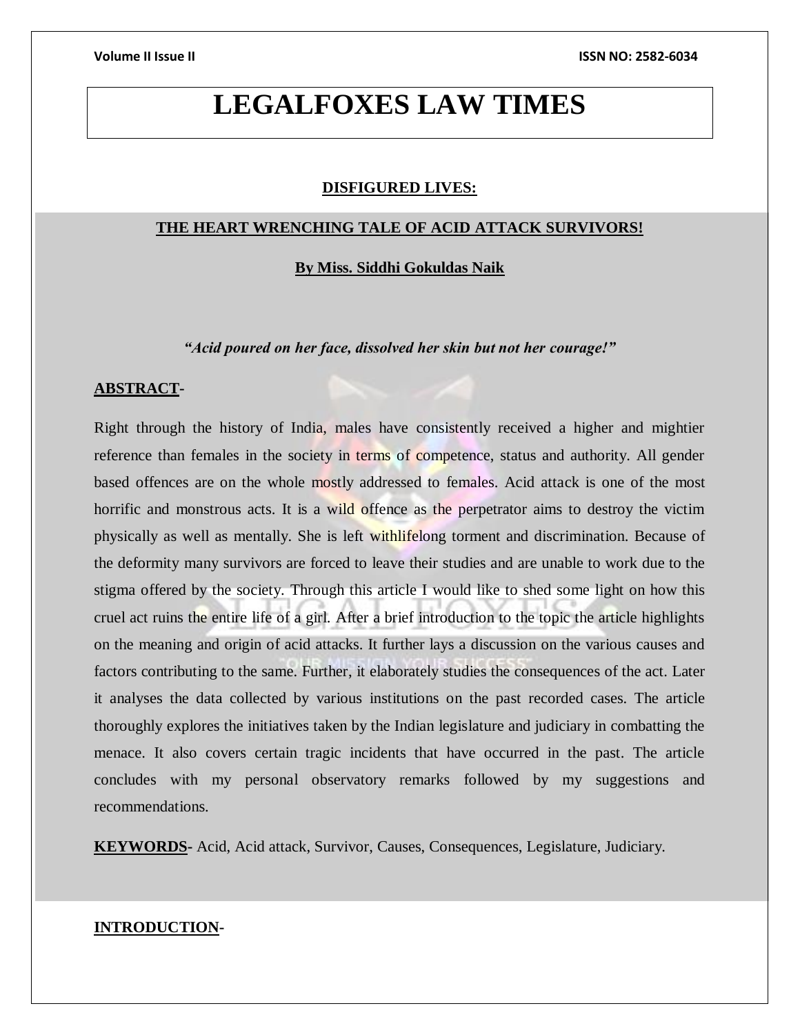# LEGALFOXES LAW TIMES

## DISFIGURED LIVES:

## THE HEART WRENCHING TALE OF ACID ATTACK SURVIVORS!

**By Miss. Siddhi Gokuldas Naik**

***"Acid poured on her face, dissolved her skin but not her courage!"***

**ABSTRACT-**

Right through the history of India, males have consistently received a higher and mightier reference than females in the society in terms of competence, status and authority. All gender based offences are on the whole mostly addressed to females. Acid attack is one of the most horrific and monstrous acts. It is a wild offence as the perpetrator aims to destroy the victim physically as well as mentally. She is left withlifelong torment and discrimination. Because of the deformity many survivors are forced to leave their studies and are unable to work due to the stigma offered by the society. Through this article I would like to shed some light on how this cruel act ruins the entire life of a girl. After a brief introduction to the topic the article highlights on the meaning and origin of acid attacks. It further lays a discussion on the various causes and factors contributing to the same. Further, it elaborately studies the consequences of the act. Later it analyses the data collected by various institutions on the past recorded cases. The article thoroughly explores the initiatives taken by the Indian legislature and judiciary in combatting the menace. It also covers certain tragic incidents that have occurred in the past. The article concludes with my personal observatory remarks followed by my suggestions and recommendations.

**KEYWORDS-** Acid, Acid attack, Survivor, Causes, Consequences, Legislature, Judiciary.

**INTRODUCTION-**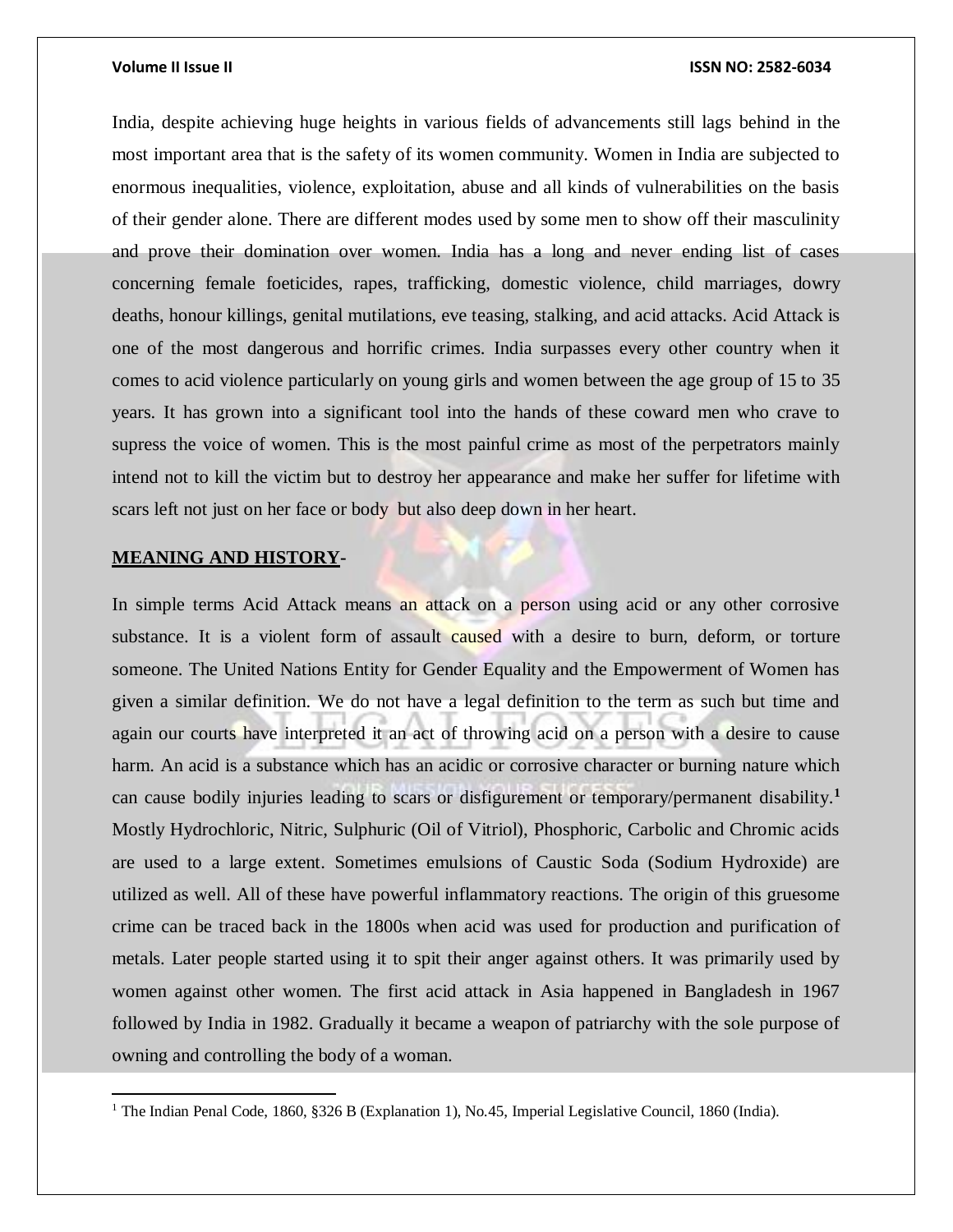India, despite achieving huge heights in various fields of advancements still lags behind in the most important area that is the safety of its women community. Women in India are subjected to enormous inequalities, violence, exploitation, abuse and all kinds of vulnerabilities on the basis of their gender alone. There are different modes used by some men to show off their masculinity and prove their domination over women. India has a long and never ending list of cases concerning female foeticides, rapes, trafficking, domestic violence, child marriages, dowry deaths, honour killings, genital mutilations, eve teasing, stalking, and acid attacks. Acid Attack is one of the most dangerous and horrific crimes. India surpasses every other country when it comes to acid violence particularly on young girls and women between the age group of 15 to 35 years. It has grown into a significant tool into the hands of these coward men who crave to supress the voice of women. This is the most painful crime as most of the perpetrators mainly intend not to kill the victim but to destroy her appearance and make her suffer for lifetime with scars left not just on her face or body but also deep down in her heart.

**MEANING AND HISTORY-**

In simple terms Acid Attack means an attack on a person using acid or any other corrosive substance. It is a violent form of assault caused with a desire to burn, deform, or torture someone. The United Nations Entity for Gender Equality and the Empowerment of Women has given a similar definition. We do not have a legal definition to the term as such but time and again our courts have interpreted it an act of throwing acid on a person with a desire to cause harm. An acid is a substance which has an acidic or corrosive character or burning nature which can cause bodily injuries leading to scars or disfigurement or temporary/permanent disability.[1] Mostly Hydrochloric, Nitric, Sulphuric (Oil of Vitriol), Phosphoric, Carbolic and Chromic acids are used to a large extent. Sometimes emulsions of Caustic Soda (Sodium Hydroxide) are utilized as well. All of these have powerful inflammatory reactions. The origin of this gruesome crime can be traced back in the 1800s when acid was used for production and purification of metals. Later people started using it to spit their anger against others. It was primarily used by women against other women. The first acid attack in Asia happened in Bangladesh in 1967 followed by India in 1982. Gradually it became a weapon of patriarchy with the sole purpose of owning and controlling the body of a woman.

---

[1] The Indian Penal Code, 1860, §326 B (Explanation 1), No.45, Imperial Legislative Council, 1860 (India).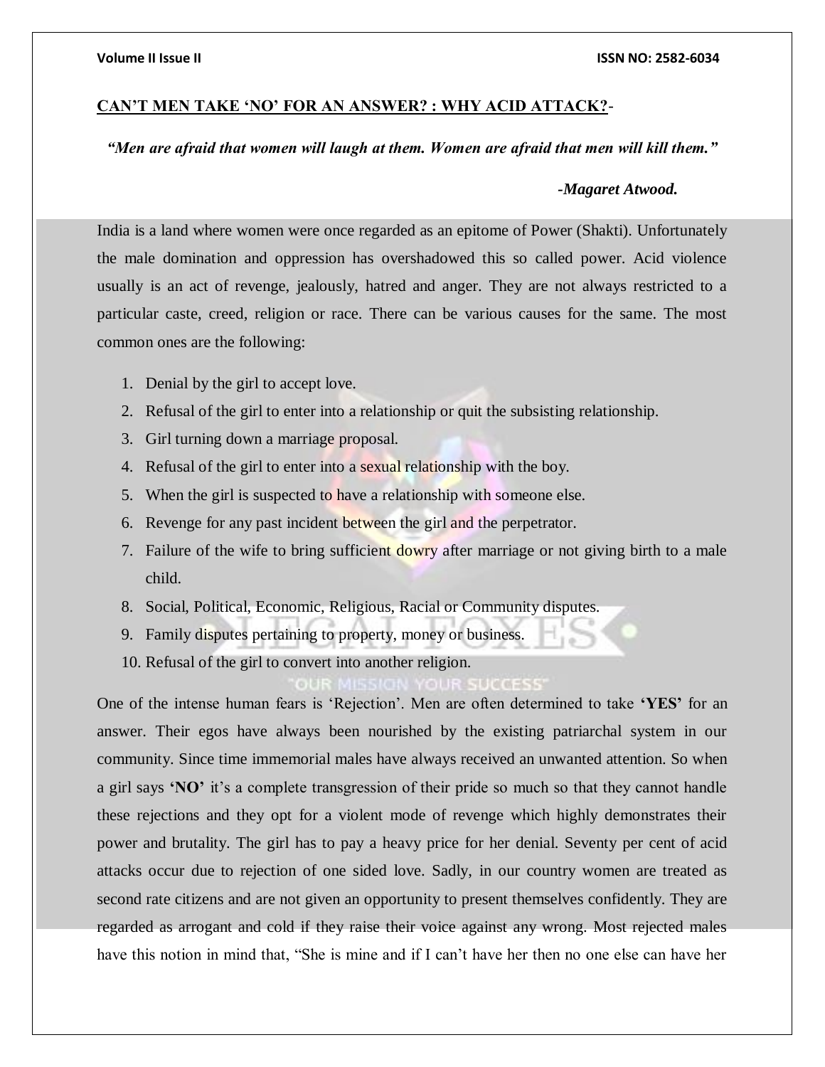## **CAN'T MEN TAKE 'NO' FOR AN ANSWER? : WHY ACID ATTACK?**-

*"Men are afraid that women will laugh at them. Women are afraid that men will kill them."*

***-Magaret Atwood.***

India is a land where women were once regarded as an epitome of Power (Shakti). Unfortunately the male domination and oppression has overshadowed this so called power. Acid violence usually is an act of revenge, jealously, hatred and anger. They are not always restricted to a particular caste, creed, religion or race. There can be various causes for the same. The most common ones are the following:

1. Denial by the girl to accept love.
2. Refusal of the girl to enter into a relationship or quit the subsisting relationship.
3. Girl turning down a marriage proposal.
4. Refusal of the girl to enter into a sexual relationship with the boy.
5. When the girl is suspected to have a relationship with someone else.
6. Revenge for any past incident between the girl and the perpetrator.
7. Failure of the wife to bring sufficient dowry after marriage or not giving birth to a male child.
8. Social, Political, Economic, Religious, Racial or Community disputes.
9. Family disputes pertaining to property, money or business.
10. Refusal of the girl to convert into another religion.

One of the intense human fears is 'Rejection'. Men are often determined to take **'YES'** for an answer. Their egos have always been nourished by the existing patriarchal system in our community. Since time immemorial males have always received an unwanted attention. So when a girl says **'NO'** it's a complete transgression of their pride so much so that they cannot handle these rejections and they opt for a violent mode of revenge which highly demonstrates their power and brutality. The girl has to pay a heavy price for her denial. Seventy per cent of acid attacks occur due to rejection of one sided love. Sadly, in our country women are treated as second rate citizens and are not given an opportunity to present themselves confidently. They are regarded as arrogant and cold if they raise their voice against any wrong. Most rejected males have this notion in mind that, "She is mine and if I can't have her then no one else can have her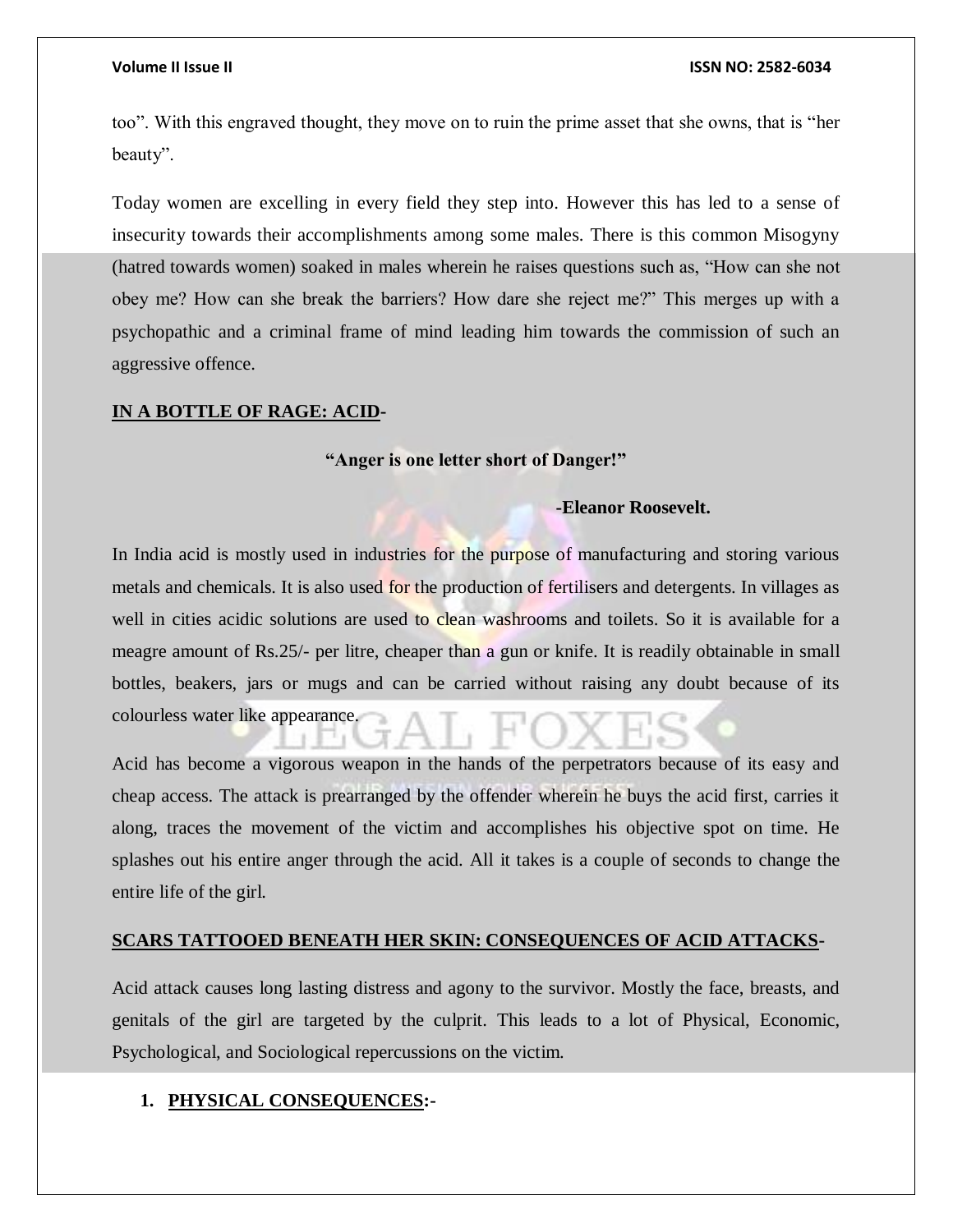too". With this engraved thought, they move on to ruin the prime asset that she owns, that is "her beauty".

Today women are excelling in every field they step into. However this has led to a sense of insecurity towards their accomplishments among some males. There is this common Misogyny (hatred towards women) soaked in males wherein he raises questions such as, "How can she not obey me? How can she break the barriers? How dare she reject me?" This merges up with a psychopathic and a criminal frame of mind leading him towards the commission of such an aggressive offence.

**IN A BOTTLE OF RAGE: ACID-**

**"Anger is one letter short of Danger!"**

**-Eleanor Roosevelt.**

In India acid is mostly used in industries for the purpose of manufacturing and storing various metals and chemicals. It is also used for the production of fertilisers and detergents. In villages as well in cities acidic solutions are used to clean washrooms and toilets. So it is available for a meagre amount of Rs.25/- per litre, cheaper than a gun or knife. It is readily obtainable in small bottles, beakers, jars or mugs and can be carried without raising any doubt because of its colourless water like appearance.

Acid has become a vigorous weapon in the hands of the perpetrators because of its easy and cheap access. The attack is prearranged by the offender wherein he buys the acid first, carries it along, traces the movement of the victim and accomplishes his objective spot on time. He splashes out his entire anger through the acid. All it takes is a couple of seconds to change the entire life of the girl.

**SCARS TATTOOED BENEATH HER SKIN: CONSEQUENCES OF ACID ATTACKS-**

Acid attack causes long lasting distress and agony to the survivor. Mostly the face, breasts, and genitals of the girl are targeted by the culprit. This leads to a lot of Physical, Economic, Psychological, and Sociological repercussions on the victim.

1. **PHYSICAL CONSEQUENCES:-**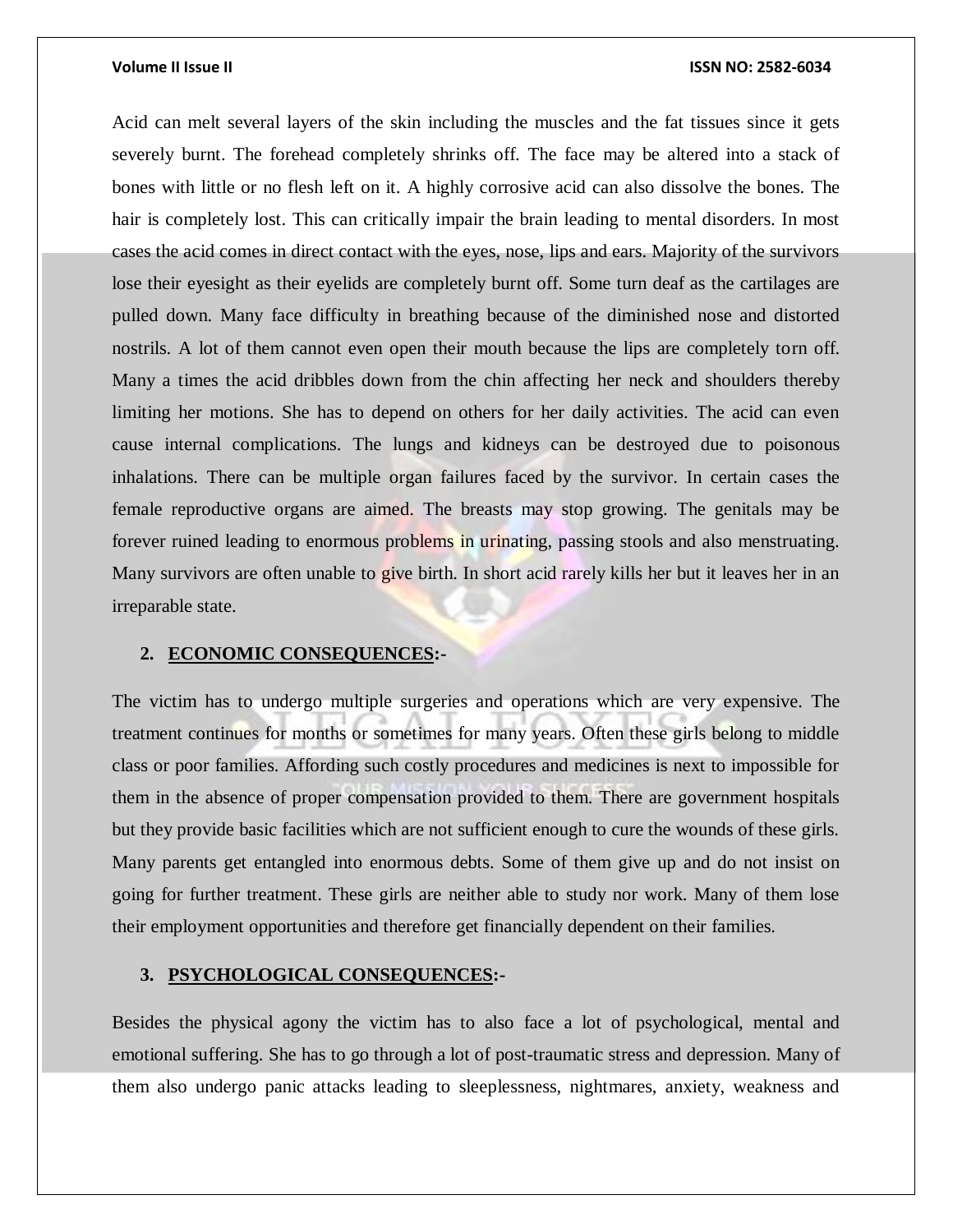Acid can melt several layers of the skin including the muscles and the fat tissues since it gets severely burnt. The forehead completely shrinks off. The face may be altered into a stack of bones with little or no flesh left on it. A highly corrosive acid can also dissolve the bones. The hair is completely lost. This can critically impair the brain leading to mental disorders. In most cases the acid comes in direct contact with the eyes, nose, lips and ears. Majority of the survivors lose their eyesight as their eyelids are completely burnt off. Some turn deaf as the cartilages are pulled down. Many face difficulty in breathing because of the diminished nose and distorted nostrils. A lot of them cannot even open their mouth because the lips are completely torn off. Many a times the acid dribbles down from the chin affecting her neck and shoulders thereby limiting her motions. She has to depend on others for her daily activities. The acid can even cause internal complications. The lungs and kidneys can be destroyed due to poisonous inhalations. There can be multiple organ failures faced by the survivor. In certain cases the female reproductive organs are aimed. The breasts may stop growing. The genitals may be forever ruined leading to enormous problems in urinating, passing stools and also menstruating. Many survivors are often unable to give birth. In short acid rarely kills her but it leaves her in an irreparable state.

2. **<u>ECONOMIC CONSEQUENCES</u>:-**

The victim has to undergo multiple surgeries and operations which are very expensive. The treatment continues for months or sometimes for many years. Often these girls belong to middle class or poor families. Affording such costly procedures and medicines is next to impossible for them in the absence of proper compensation provided to them. There are government hospitals but they provide basic facilities which are not sufficient enough to cure the wounds of these girls. Many parents get entangled into enormous debts. Some of them give up and do not insist on going for further treatment. These girls are neither able to study nor work. Many of them lose their employment opportunities and therefore get financially dependent on their families.

3. **<u>PSYCHOLOGICAL CONSEQUENCES</u>:-**

Besides the physical agony the victim has to also face a lot of psychological, mental and emotional suffering. She has to go through a lot of post-traumatic stress and depression. Many of them also undergo panic attacks leading to sleeplessness, nightmares, anxiety, weakness and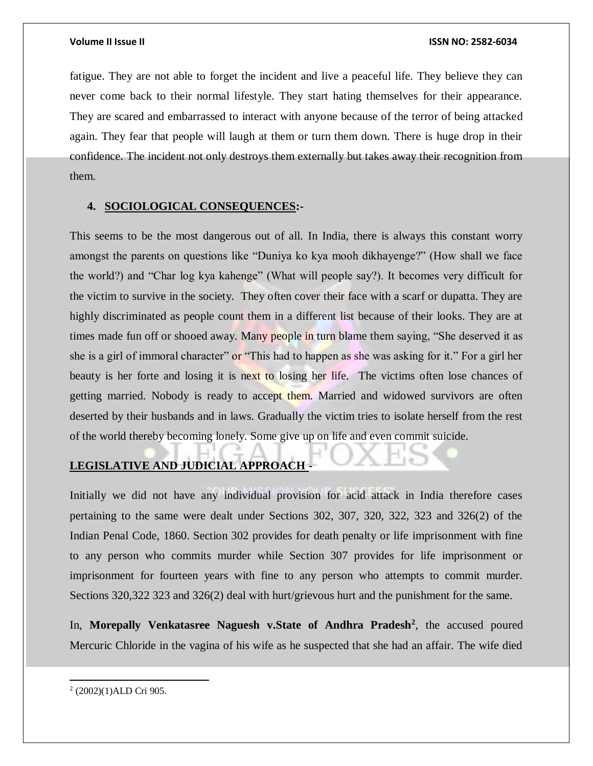fatigue. They are not able to forget the incident and live a peaceful life. They believe they can never come back to their normal lifestyle. They start hating themselves for their appearance. They are scared and embarrassed to interact with anyone because of the terror of being attacked again. They fear that people will laugh at them or turn them down. There is huge drop in their confidence. The incident not only destroys them externally but takes away their recognition from them.

### 4. <u>SOCIOLOGICAL CONSEQUENCES</u>:-

This seems to be the most dangerous out of all. In India, there is always this constant worry amongst the parents on questions like "Duniya ko kya mooh dikhayenge?" (How shall we face the world?) and "Char log kya kahenge" (What will people say?). It becomes very difficult for the victim to survive in the society. They often cover their face with a scarf or dupatta. They are highly discriminated as people count them in a different list because of their looks. They are at times made fun off or shooed away. Many people in turn blame them saying, "She deserved it as she is a girl of immoral character" or "This had to happen as she was asking for it." For a girl her beauty is her forte and losing it is next to losing her life. The victims often lose chances of getting married. Nobody is ready to accept them. Married and widowed survivors are often deserted by their husbands and in laws. Gradually the victim tries to isolate herself from the rest of the world thereby becoming lonely. Some give up on life and even commit suicide.

## <u>LEGISLATIVE AND JUDICIAL APPROACH</u> -

Initially we did not have any individual provision for acid attack in India therefore cases pertaining to the same were dealt under Sections 302, 307, 320, 322, 323 and 326(2) of the Indian Penal Code, 1860. Section 302 provides for death penalty or life imprisonment with fine to any person who commits murder while Section 307 provides for life imprisonment or imprisonment for fourteen years with fine to any person who attempts to commit murder. Sections 320,322 323 and 326(2) deal with hurt/grievous hurt and the punishment for the same.

In, **Morepally Venkatasree Naguesh v.State of Andhra Pradesh**[2], the accused poured Mercuric Chloride in the vagina of his wife as he suspected that she had an affair. The wife died

[2] (2002)(1)ALD Cri 905.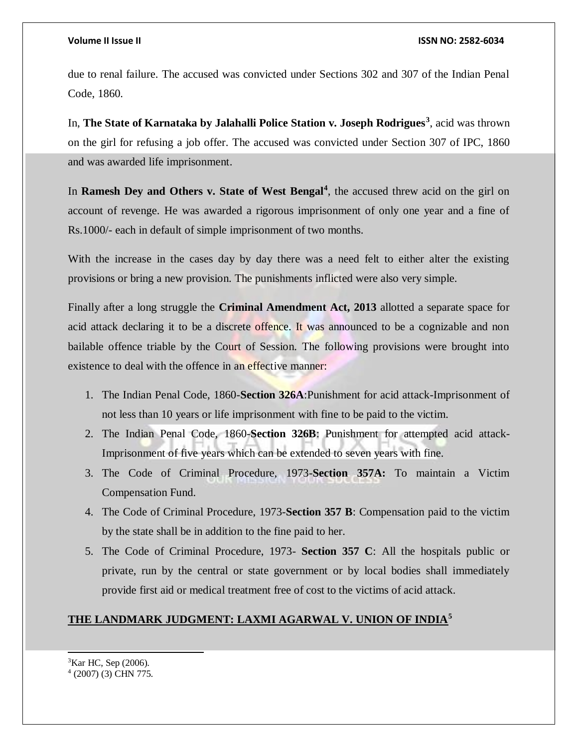due to renal failure. The accused was convicted under Sections 302 and 307 of the Indian Penal Code, 1860.

In, **The State of Karnataka by Jalahalli Police Station v. Joseph Rodrigues**[3], acid was thrown on the girl for refusing a job offer. The accused was convicted under Section 307 of IPC, 1860 and was awarded life imprisonment.

In **Ramesh Dey and Others v. State of West Bengal**[4], the accused threw acid on the girl on account of revenge. He was awarded a rigorous imprisonment of only one year and a fine of Rs.1000/- each in default of simple imprisonment of two months.

With the increase in the cases day by day there was a need felt to either alter the existing provisions or bring a new provision. The punishments inflicted were also very simple.

Finally after a long struggle the **Criminal Amendment Act, 2013** allotted a separate space for acid attack declaring it to be a discrete offence. It was announced to be a cognizable and non bailable offence triable by the Court of Session. The following provisions were brought into existence to deal with the offence in an effective manner:

1. The Indian Penal Code, 1860-**Section 326A**:Punishment for acid attack-Imprisonment of not less than 10 years or life imprisonment with fine to be paid to the victim.
2. The Indian Penal Code, 1860-**Section 326B**: Punishment for attempted acid attack-Imprisonment of five years which can be extended to seven years with fine.
3. The Code of Criminal Procedure, 1973-**Section 357A:** To maintain a Victim Compensation Fund.
4. The Code of Criminal Procedure, 1973-**Section 357 B**: Compensation paid to the victim by the state shall be in addition to the fine paid to her.
5. The Code of Criminal Procedure, 1973- **Section 357 C**: All the hospitals public or private, run by the central or state government or by local bodies shall immediately provide first aid or medical treatment free of cost to the victims of acid attack.

## THE LANDMARK JUDGMENT: LAXMI AGARWAL V. UNION OF INDIA[5]

---

[3] Kar HC, Sep (2006).

[4] (2007) (3) CHN 775.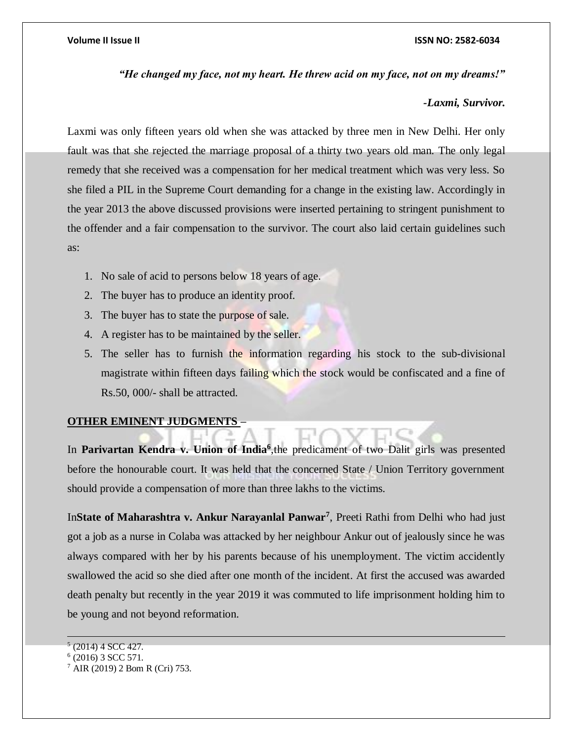***"He changed my face, not my heart. He threw acid on my face, not on my dreams!"***

***-Laxmi, Survivor.***

Laxmi was only fifteen years old when she was attacked by three men in New Delhi. Her only fault was that she rejected the marriage proposal of a thirty two years old man. The only legal remedy that she received was a compensation for her medical treatment which was very less. So she filed a PIL in the Supreme Court demanding for a change in the existing law. Accordingly in the year 2013 the above discussed provisions were inserted pertaining to stringent punishment to the offender and a fair compensation to the survivor. The court also laid certain guidelines such as:

1. No sale of acid to persons below 18 years of age.
2. The buyer has to produce an identity proof.
3. The buyer has to state the purpose of sale.
4. A register has to be maintained by the seller.
5. The seller has to furnish the information regarding his stock to the sub-divisional magistrate within fifteen days failing which the stock would be confiscated and a fine of Rs.50, 000/- shall be attracted.

**OTHER EMINENT JUDGMENTS –**

In **Parivartan Kendra v. Union of India**[6],the predicament of two Dalit girls was presented before the honourable court. It was held that the concerned State / Union Territory government should provide a compensation of more than three lakhs to the victims.

In**State of Maharashtra v. Ankur Narayanlal Panwar**[7], Preeti Rathi from Delhi who had just got a job as a nurse in Colaba was attacked by her neighbour Ankur out of jealously since he was always compared with her by his parents because of his unemployment. The victim accidently swallowed the acid so she died after one month of the incident. At first the accused was awarded death penalty but recently in the year 2019 it was commuted to life imprisonment holding him to be young and not beyond reformation.

---

[5] (2014) 4 SCC 427.

[6] (2016) 3 SCC 571.

[7] AIR (2019) 2 Bom R (Cri) 753.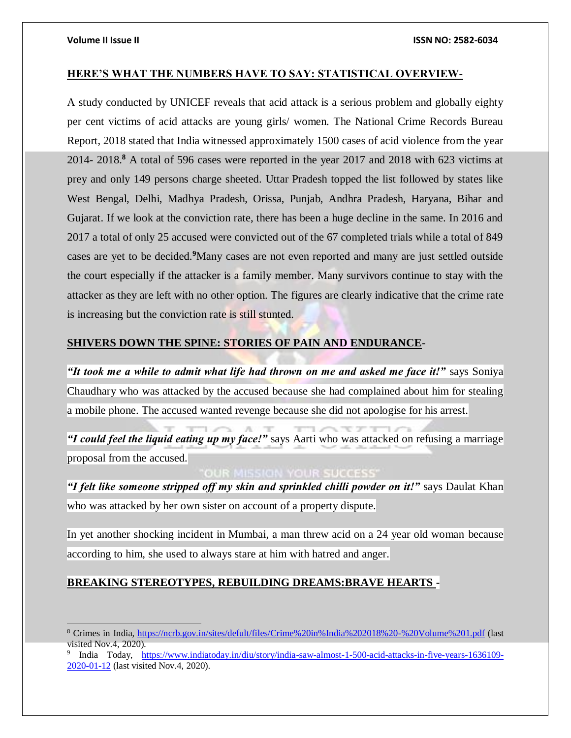## HERE'S WHAT THE NUMBERS HAVE TO SAY: STATISTICAL OVERVIEW-

A study conducted by UNICEF reveals that acid attack is a serious problem and globally eighty per cent victims of acid attacks are young girls/ women. The National Crime Records Bureau Report, 2018 stated that India witnessed approximately 1500 cases of acid violence from the year 2014- 2018.[8] A total of 596 cases were reported in the year 2017 and 2018 with 623 victims at prey and only 149 persons charge sheeted. Uttar Pradesh topped the list followed by states like West Bengal, Delhi, Madhya Pradesh, Orissa, Punjab, Andhra Pradesh, Haryana, Bihar and Gujarat. If we look at the conviction rate, there has been a huge decline in the same. In 2016 and 2017 a total of only 25 accused were convicted out of the 67 completed trials while a total of 849 cases are yet to be decided.[9]Many cases are not even reported and many are just settled outside the court especially if the attacker is a family member. Many survivors continue to stay with the attacker as they are left with no other option. The figures are clearly indicative that the crime rate is increasing but the conviction rate is still stunted.

## SHIVERS DOWN THE SPINE: STORIES OF PAIN AND ENDURANCE-

***"It took me a while to admit what life had thrown on me and asked me face it!"*** says Soniya Chaudhary who was attacked by the accused because she had complained about him for stealing a mobile phone. The accused wanted revenge because she did not apologise for his arrest.

***"I could feel the liquid eating up my face!"*** says Aarti who was attacked on refusing a marriage proposal from the accused.

***"I felt like someone stripped off my skin and sprinkled chilli powder on it!"*** says Daulat Khan who was attacked by her own sister on account of a property dispute.

In yet another shocking incident in Mumbai, a man threw acid on a 24 year old woman because according to him, she used to always stare at him with hatred and anger.

## BREAKING STEREOTYPES, REBUILDING DREAMS:BRAVE HEARTS -

---

[8] Crimes in India, https://ncrb.gov.in/sites/defult/files/Crime%20in%India%202018%20-%20Volume%201.pdf (last visited Nov.4, 2020).

[9] India Today, https://www.indiatoday.in/diu/story/india-saw-almost-1-500-acid-attacks-in-five-years-1636109-2020-01-12 (last visited Nov.4, 2020).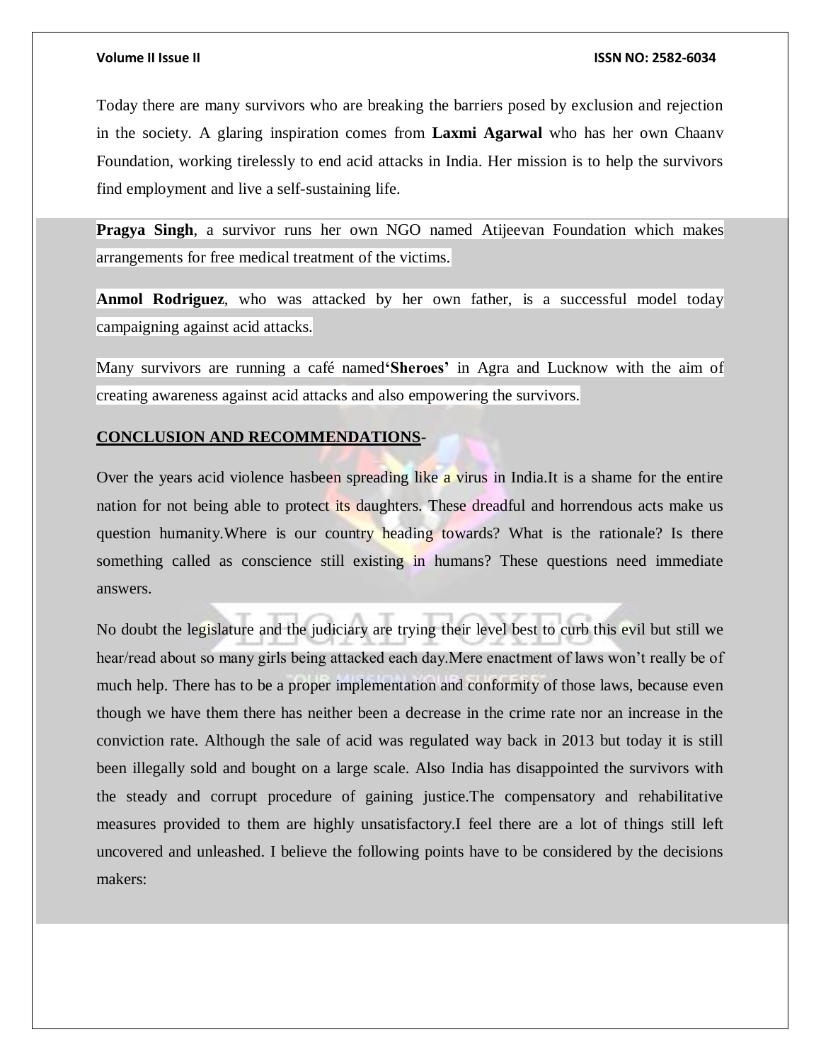Today there are many survivors who are breaking the barriers posed by exclusion and rejection in the society. A glaring inspiration comes from **Laxmi Agarwal** who has her own Chaanv Foundation, working tirelessly to end acid attacks in India. Her mission is to help the survivors find employment and live a self-sustaining life.

**Pragya Singh**, a survivor runs her own NGO named Atijeevan Foundation which makes arrangements for free medical treatment of the victims.

**Anmol Rodriguez**, who was attacked by her own father, is a successful model today campaigning against acid attacks.

Many survivors are running a café named**'Sheroes'** in Agra and Lucknow with the aim of creating awareness against acid attacks and also empowering the survivors.

**CONCLUSION AND RECOMMENDATIONS-**

Over the years acid violence hasbeen spreading like a virus in India.It is a shame for the entire nation for not being able to protect its daughters. These dreadful and horrendous acts make us question humanity.Where is our country heading towards? What is the rationale? Is there something called as conscience still existing in humans? These questions need immediate answers.

No doubt the legislature and the judiciary are trying their level best to curb this evil but still we hear/read about so many girls being attacked each day.Mere enactment of laws won't really be of much help. There has to be a proper implementation and conformity of those laws, because even though we have them there has neither been a decrease in the crime rate nor an increase in the conviction rate. Although the sale of acid was regulated way back in 2013 but today it is still been illegally sold and bought on a large scale. Also India has disappointed the survivors with the steady and corrupt procedure of gaining justice.The compensatory and rehabilitative measures provided to them are highly unsatisfactory.I feel there are a lot of things still left uncovered and unleashed. I believe the following points have to be considered by the decisions makers: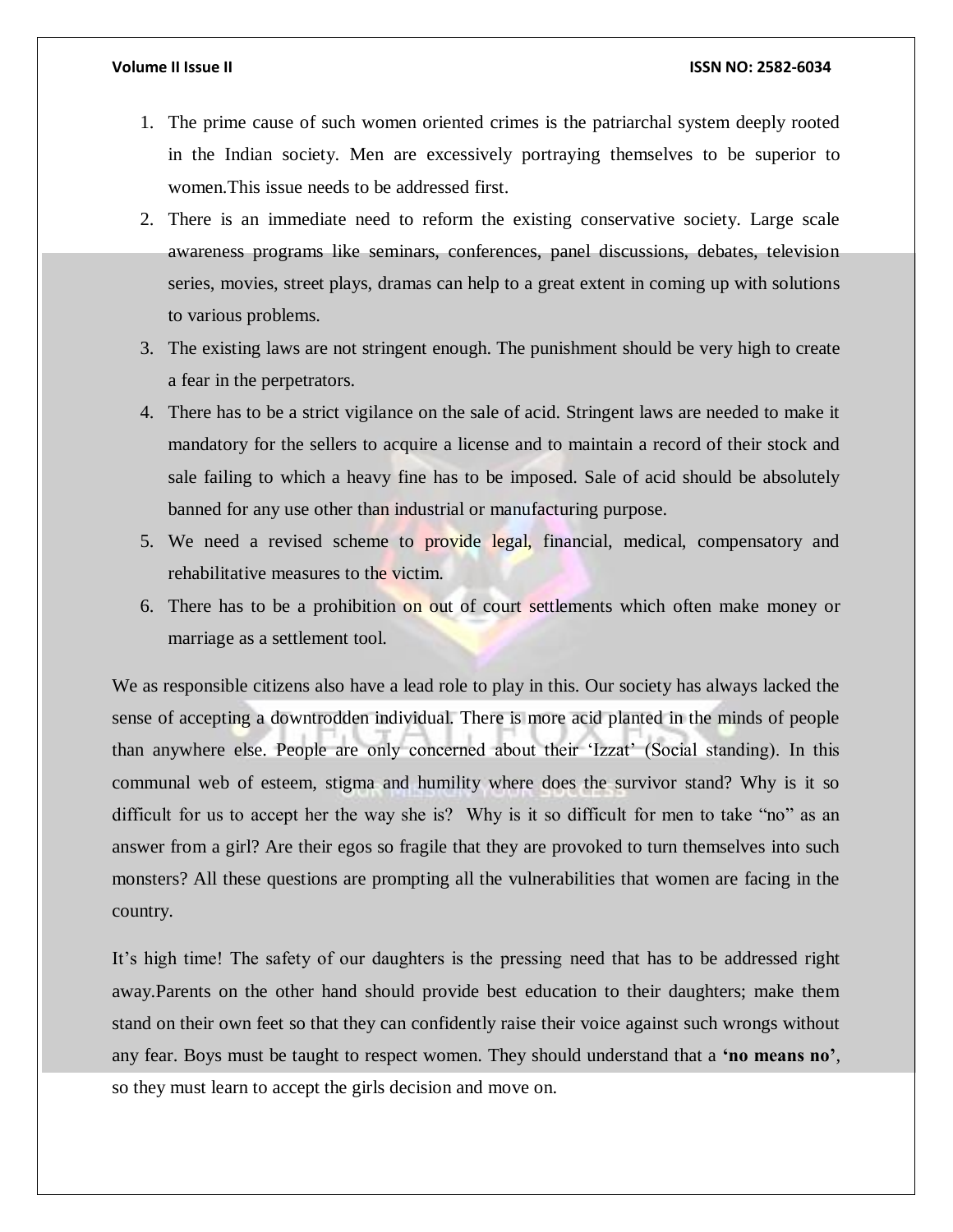1. The prime cause of such women oriented crimes is the patriarchal system deeply rooted in the Indian society. Men are excessively portraying themselves to be superior to women.This issue needs to be addressed first.
2. There is an immediate need to reform the existing conservative society. Large scale awareness programs like seminars, conferences, panel discussions, debates, television series, movies, street plays, dramas can help to a great extent in coming up with solutions to various problems.
3. The existing laws are not stringent enough. The punishment should be very high to create a fear in the perpetrators.
4. There has to be a strict vigilance on the sale of acid. Stringent laws are needed to make it mandatory for the sellers to acquire a license and to maintain a record of their stock and sale failing to which a heavy fine has to be imposed. Sale of acid should be absolutely banned for any use other than industrial or manufacturing purpose.
5. We need a revised scheme to provide legal, financial, medical, compensatory and rehabilitative measures to the victim.
6. There has to be a prohibition on out of court settlements which often make money or marriage as a settlement tool.

We as responsible citizens also have a lead role to play in this. Our society has always lacked the sense of accepting a downtrodden individual. There is more acid planted in the minds of people than anywhere else. People are only concerned about their 'Izzat' (Social standing). In this communal web of esteem, stigma and humility where does the survivor stand? Why is it so difficult for us to accept her the way she is? Why is it so difficult for men to take "no" as an answer from a girl? Are their egos so fragile that they are provoked to turn themselves into such monsters? All these questions are prompting all the vulnerabilities that women are facing in the country.

It's high time! The safety of our daughters is the pressing need that has to be addressed right away.Parents on the other hand should provide best education to their daughters; make them stand on their own feet so that they can confidently raise their voice against such wrongs without any fear. Boys must be taught to respect women. They should understand that a **'no means no'**, so they must learn to accept the girls decision and move on.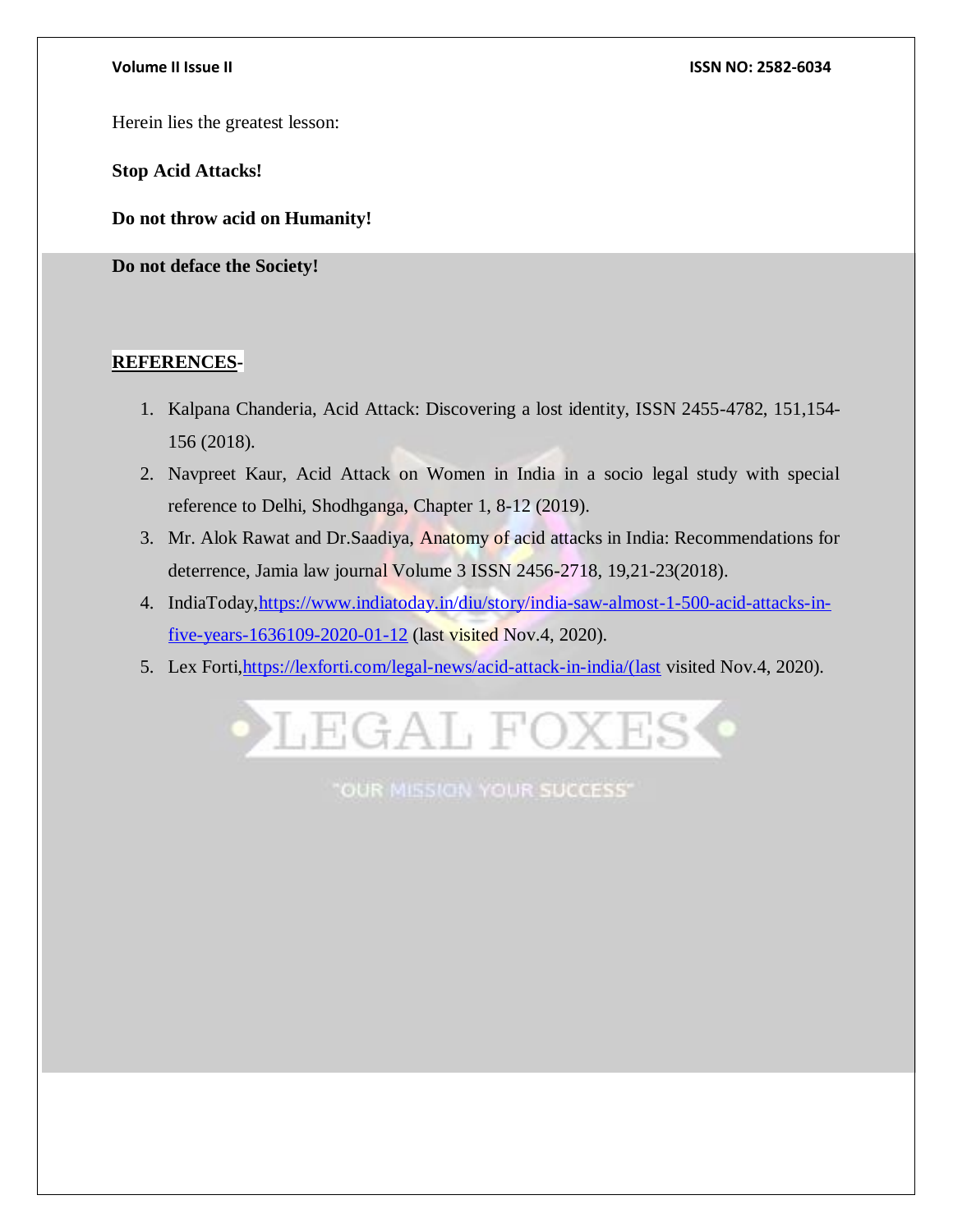Herein lies the greatest lesson:

**Stop Acid Attacks!**

**Do not throw acid on Humanity!**

**Do not deface the Society!**

**REFERENCES-**

1. Kalpana Chanderia, Acid Attack: Discovering a lost identity, ISSN 2455-4782, 151,154-156 (2018).
2. Navpreet Kaur, Acid Attack on Women in India in a socio legal study with special reference to Delhi, Shodhganga, Chapter 1, 8-12 (2019).
3. Mr. Alok Rawat and Dr.Saadiya, Anatomy of acid attacks in India: Recommendations for deterrence, Jamia law journal Volume 3 ISSN 2456-2718, 19,21-23(2018).
4. IndiaToday,https://www.indiatoday.in/diu/story/india-saw-almost-1-500-acid-attacks-in-five-years-1636109-2020-01-12 (last visited Nov.4, 2020).
5. Lex Forti,https://lexforti.com/legal-news/acid-attack-in-india/(last visited Nov.4, 2020).